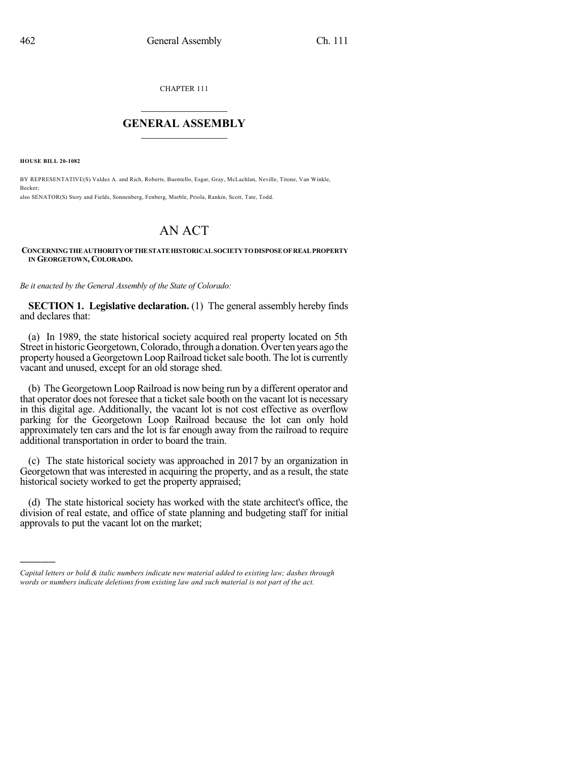CHAPTER 111

# GENERAL ASSEMBLY

**HOUSE BILL 20-1082**

BY REPRESENTATIVE(S) Valdez A. and Rich, Roberts, Buentello, Esgar, Gray, McLachlan, Neville, Titone, Van Winkle, Becker;
also SENATOR(S) Story and Fields, Sonnenberg, Fenberg, Marble, Priola, Rankin, Scott, Tate, Todd.

# AN ACT

**CONCERNING THE AUTHORITY OF THE STATE HISTORICAL SOCIETY TO DISPOSE OF REAL PROPERTY IN GEORGETOWN, COLORADO.**

*Be it enacted by the General Assembly of the State of Colorado:*

**SECTION 1. Legislative declaration.** (1) The general assembly hereby finds and declares that:

(a) In 1989, the state historical society acquired real property located on 5th Street in historic Georgetown, Colorado, through a donation. Over ten years ago the property housed a Georgetown Loop Railroad ticket sale booth. The lot is currently vacant and unused, except for an old storage shed.

(b) The Georgetown Loop Railroad is now being run by a different operator and that operator does not foresee that a ticket sale booth on the vacant lot is necessary in this digital age. Additionally, the vacant lot is not cost effective as overflow parking for the Georgetown Loop Railroad because the lot can only hold approximately ten cars and the lot is far enough away from the railroad to require additional transportation in order to board the train.

(c) The state historical society was approached in 2017 by an organization in Georgetown that was interested in acquiring the property, and as a result, the state historical society worked to get the property appraised;

(d) The state historical society has worked with the state architect's office, the division of real estate, and office of state planning and budgeting staff for initial approvals to put the vacant lot on the market;

---

*Capital letters or bold & italic numbers indicate new material added to existing law; dashes through words or numbers indicate deletions from existing law and such material is not part of the act.*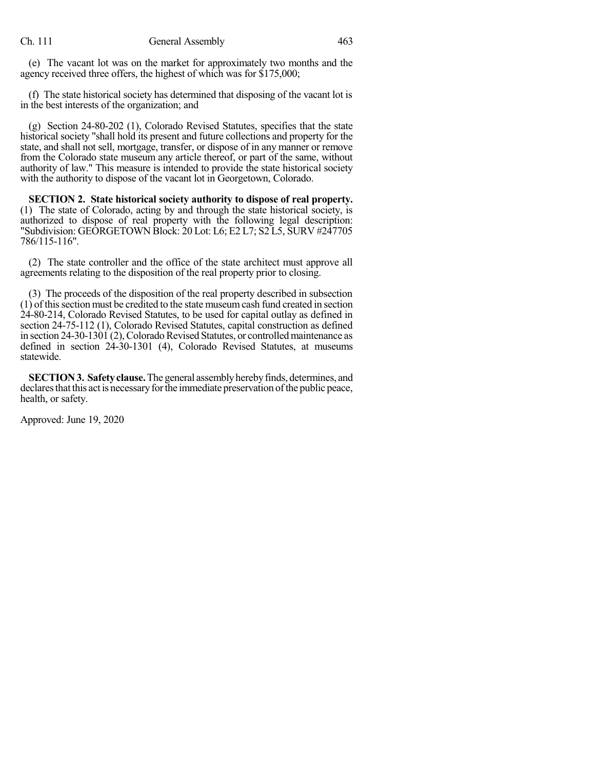(e) The vacant lot was on the market for approximately two months and the agency received three offers, the highest of which was for $175,000;

(f) The state historical society has determined that disposing of the vacant lot is in the best interests of the organization; and

(g) Section 24-80-202 (1), Colorado Revised Statutes, specifies that the state historical society "shall hold its present and future collections and property for the state, and shall not sell, mortgage, transfer, or dispose of in any manner or remove from the Colorado state museum any article thereof, or part of the same, without authority of law." This measure is intended to provide the state historical society with the authority to dispose of the vacant lot in Georgetown, Colorado.

**SECTION 2. State historical society authority to dispose of real property.** (1) The state of Colorado, acting by and through the state historical society, is authorized to dispose of real property with the following legal description: "Subdivision: GEORGETOWN Block: 20 Lot: L6; E2 L7; S2 L5, SURV #247705 786/115-116".

(2) The state controller and the office of the state architect must approve all agreements relating to the disposition of the real property prior to closing.

(3) The proceeds of the disposition of the real property described in subsection (1) of this section must be credited to the state museum cash fund created in section 24-80-214, Colorado Revised Statutes, to be used for capital outlay as defined in section 24-75-112 (1), Colorado Revised Statutes, capital construction as defined in section 24-30-1301 (2), Colorado Revised Statutes, or controlled maintenance as defined in section 24-30-1301 (4), Colorado Revised Statutes, at museums statewide.

**SECTION 3. Safety clause.** The general assembly hereby finds, determines, and declares that this act is necessary for the immediate preservation of the public peace, health, or safety.

Approved: June 19, 2020